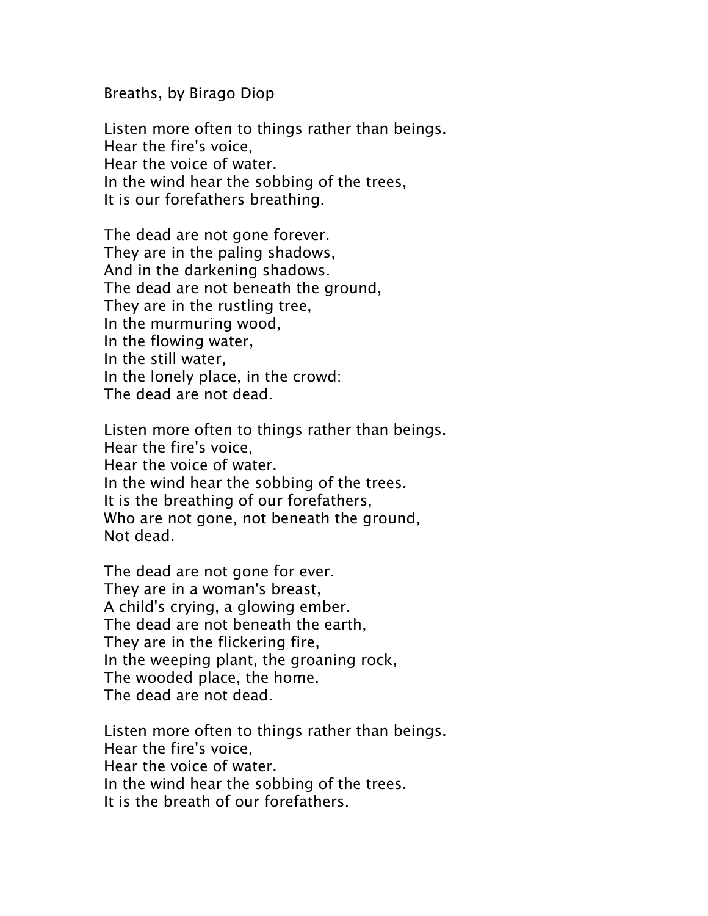Breaths, by Birago Diop

Listen more often to things rather than beings.  
Hear the fire's voice,  
Hear the voice of water.  
In the wind hear the sobbing of the trees,  
It is our forefathers breathing.

The dead are not gone forever.  
They are in the paling shadows,  
And in the darkening shadows.  
The dead are not beneath the ground,  
They are in the rustling tree,  
In the murmuring wood,  
In the flowing water,  
In the still water,  
In the lonely place, in the crowd:  
The dead are not dead.

Listen more often to things rather than beings.  
Hear the fire's voice,  
Hear the voice of water.  
In the wind hear the sobbing of the trees.  
It is the breathing of our forefathers,  
Who are not gone, not beneath the ground,  
Not dead.

The dead are not gone for ever.  
They are in a woman's breast,  
A child's crying, a glowing ember.  
The dead are not beneath the earth,  
They are in the flickering fire,  
In the weeping plant, the groaning rock,  
The wooded place, the home.  
The dead are not dead.

Listen more often to things rather than beings.  
Hear the fire's voice,  
Hear the voice of water.  
In the wind hear the sobbing of the trees.  
It is the breath of our forefathers.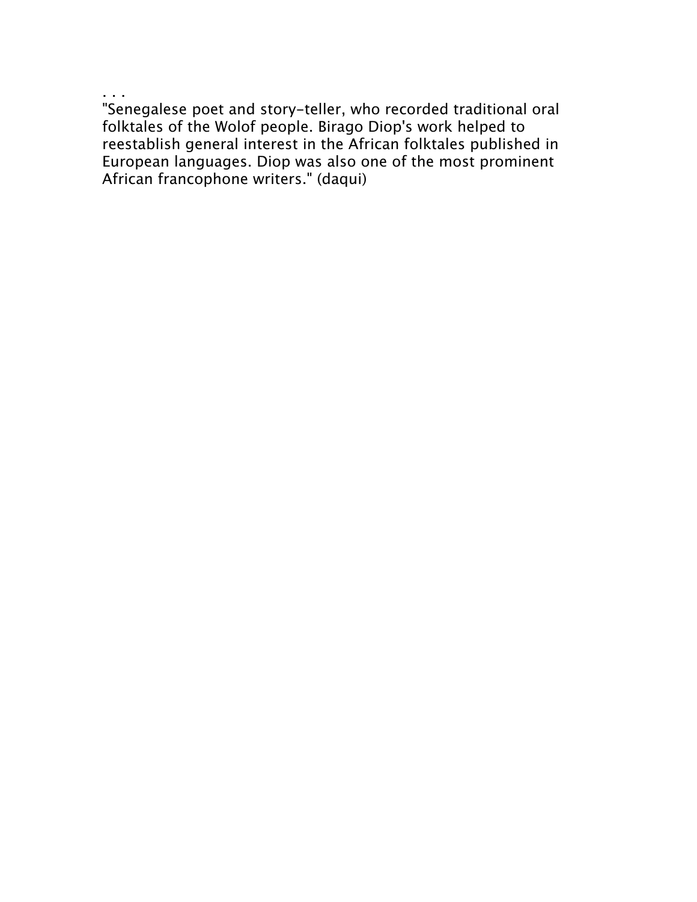. . .
"Senegalese poet and story-teller, who recorded traditional oral folktales of the Wolof people. Birago Diop's work helped to reestablish general interest in the African folktales published in European languages. Diop was also one of the most prominent African francophone writers." (daqui)